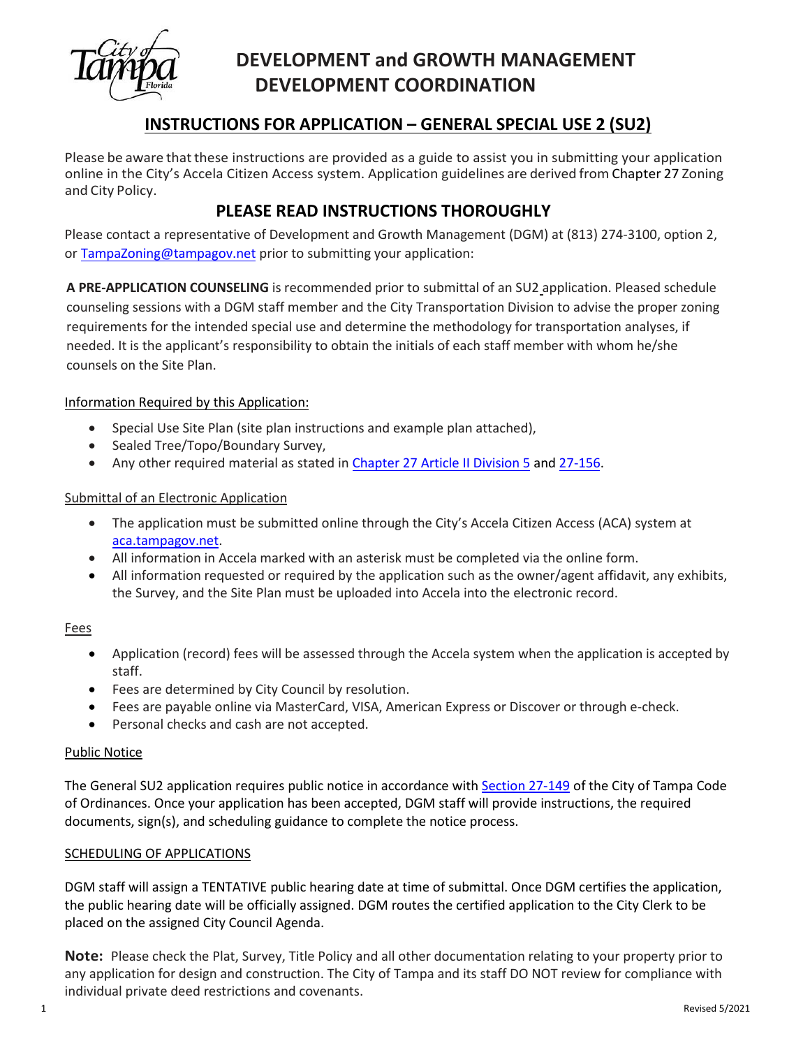# DEVELOPMENT and GROWTH MANAGEMENT
# DEVELOPMENT COORDINATION

## INSTRUCTIONS FOR APPLICATION – GENERAL SPECIAL USE 2 (SU2)

Please be aware that these instructions are provided as a guide to assist you in submitting your application online in the City's Accela Citizen Access system. Application guidelines are derived from Chapter 27 Zoning and City Policy.

## PLEASE READ INSTRUCTIONS THOROUGHLY

Please contact a representative of Development and Growth Management (DGM) at (813) 274-3100, option 2, or TampaZoning@tampagov.net prior to submitting your application:

**A PRE-APPLICATION COUNSELING** is recommended prior to submittal of an SU2 application. Pleased schedule counseling sessions with a DGM staff member and the City Transportation Division to advise the proper zoning requirements for the intended special use and determine the methodology for transportation analyses, if needed. It is the applicant's responsibility to obtain the initials of each staff member with whom he/she counsels on the Site Plan.

Information Required by this Application:

- Special Use Site Plan (site plan instructions and example plan attached),
- Sealed Tree/Topo/Boundary Survey,
- Any other required material as stated in Chapter 27 Article II Division 5 and 27-156.

Submittal of an Electronic Application

- The application must be submitted online through the City's Accela Citizen Access (ACA) system at aca.tampagov.net.
- All information in Accela marked with an asterisk must be completed via the online form.
- All information requested or required by the application such as the owner/agent affidavit, any exhibits, the Survey, and the Site Plan must be uploaded into Accela into the electronic record.

Fees

- Application (record) fees will be assessed through the Accela system when the application is accepted by staff.
- Fees are determined by City Council by resolution.
- Fees are payable online via MasterCard, VISA, American Express or Discover or through e-check.
- Personal checks and cash are not accepted.

Public Notice

The General SU2 application requires public notice in accordance with Section 27-149 of the City of Tampa Code of Ordinances. Once your application has been accepted, DGM staff will provide instructions, the required documents, sign(s), and scheduling guidance to complete the notice process.

SCHEDULING OF APPLICATIONS

DGM staff will assign a TENTATIVE public hearing date at time of submittal. Once DGM certifies the application, the public hearing date will be officially assigned. DGM routes the certified application to the City Clerk to be placed on the assigned City Council Agenda.

**Note:** Please check the Plat, Survey, Title Policy and all other documentation relating to your property prior to any application for design and construction. The City of Tampa and its staff DO NOT review for compliance with individual private deed restrictions and covenants.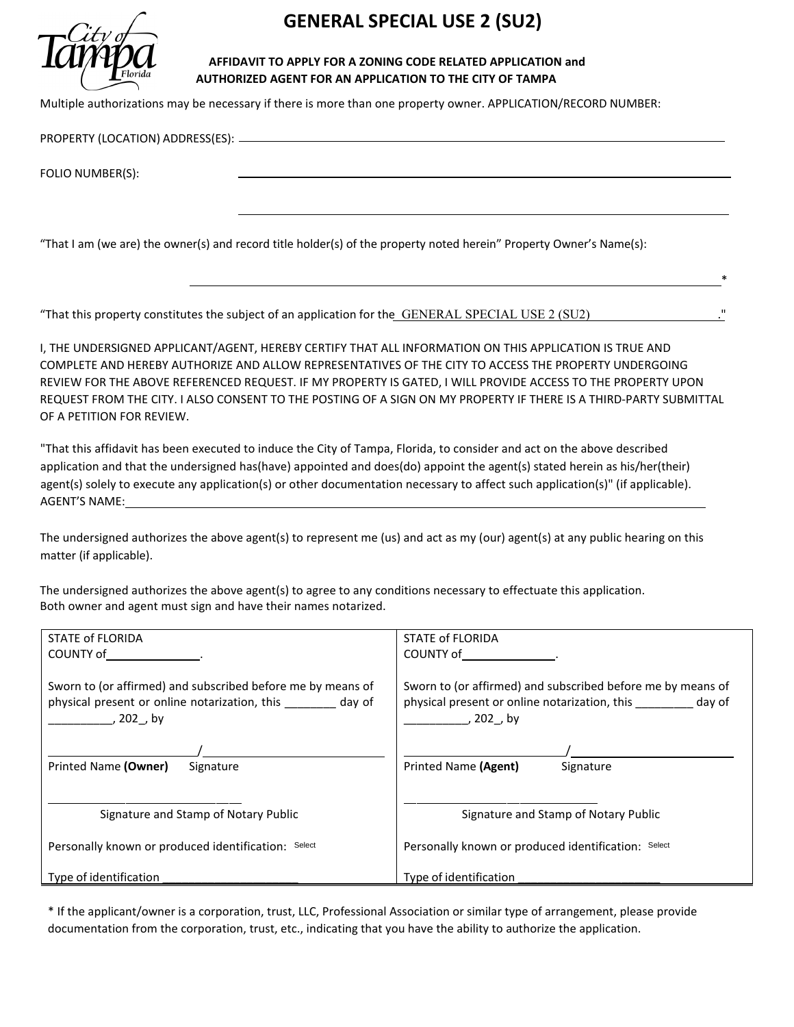# GENERAL SPECIAL USE 2 (SU2)

**AFFIDAVIT TO APPLY FOR A ZONING CODE RELATED APPLICATION and AUTHORIZED AGENT FOR AN APPLICATION TO THE CITY OF TAMPA**

Multiple authorizations may be necessary if there is more than one property owner. APPLICATION/RECORD NUMBER:

PROPERTY (LOCATION) ADDRESS(ES): ______________________________________________

FOLIO NUMBER(S): ______________________________________________

______________________________________________

"That I am (we are) the owner(s) and record title holder(s) of the property noted herein" Property Owner's Name(s):

______________________________________________*

"That this property constitutes the subject of an application for the GENERAL SPECIAL USE 2 (SU2)."

I, THE UNDERSIGNED APPLICANT/AGENT, HEREBY CERTIFY THAT ALL INFORMATION ON THIS APPLICATION IS TRUE AND COMPLETE AND HEREBY AUTHORIZE AND ALLOW REPRESENTATIVES OF THE CITY TO ACCESS THE PROPERTY UNDERGOING REVIEW FOR THE ABOVE REFERENCED REQUEST. IF MY PROPERTY IS GATED, I WILL PROVIDE ACCESS TO THE PROPERTY UPON REQUEST FROM THE CITY. I ALSO CONSENT TO THE POSTING OF A SIGN ON MY PROPERTY IF THERE IS A THIRD-PARTY SUBMITTAL OF A PETITION FOR REVIEW.

"That this affidavit has been executed to induce the City of Tampa, Florida, to consider and act on the above described application and that the undersigned has(have) appointed and does(do) appoint the agent(s) stated herein as his/her(their) agent(s) solely to execute any application(s) or other documentation necessary to affect such application(s)" (if applicable). AGENT'S NAME: ______________________________________________

The undersigned authorizes the above agent(s) to represent me (us) and act as my (our) agent(s) at any public hearing on this matter (if applicable).

The undersigned authorizes the above agent(s) to agree to any conditions necessary to effectuate this application.
Both owner and agent must sign and have their names notarized.

| | |
|---|---|
| STATE of FLORIDA<br>COUNTY of______________.<br><br>Sworn to (or affirmed) and subscribed before me by means of physical present or online notarization, this ________ day of __________, 202_, by<br><br>______________________/______________________<br>Printed Name **(Owner)** Signature<br><br>______________________<br>Signature and Stamp of Notary Public<br><br>Personally known or produced identification: Select<br><br>Type of identification ______________________ | STATE of FLORIDA<br>COUNTY of______________.<br><br>Sworn to (or affirmed) and subscribed before me by means of physical present or online notarization, this ________ day of __________, 202_, by<br><br>______________________/______________________<br>Printed Name **(Agent)** Signature<br><br>______________________<br>Signature and Stamp of Notary Public<br><br>Personally known or produced identification: Select<br><br>Type of identification ______________________ |

* If the applicant/owner is a corporation, trust, LLC, Professional Association or similar type of arrangement, please provide documentation from the corporation, trust, etc., indicating that you have the ability to authorize the application.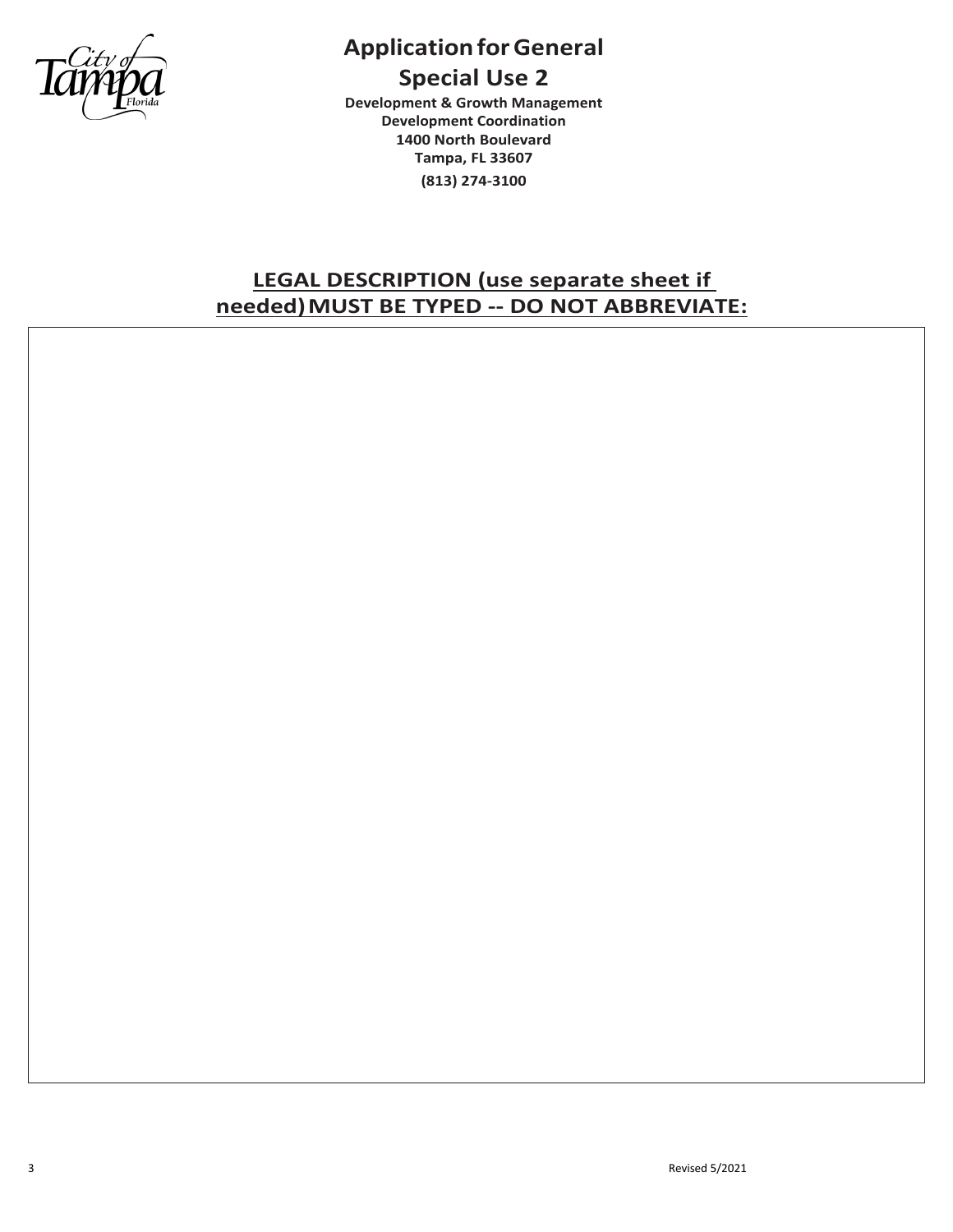# Application for General Special Use 2

**Development & Growth Management**
**Development Coordination**
**1400 North Boulevard**
**Tampa, FL 33607**
**(813) 274-3100**

## LEGAL DESCRIPTION (use separate sheet if needed) MUST BE TYPED -- DO NOT ABBREVIATE:

Revised 5/2021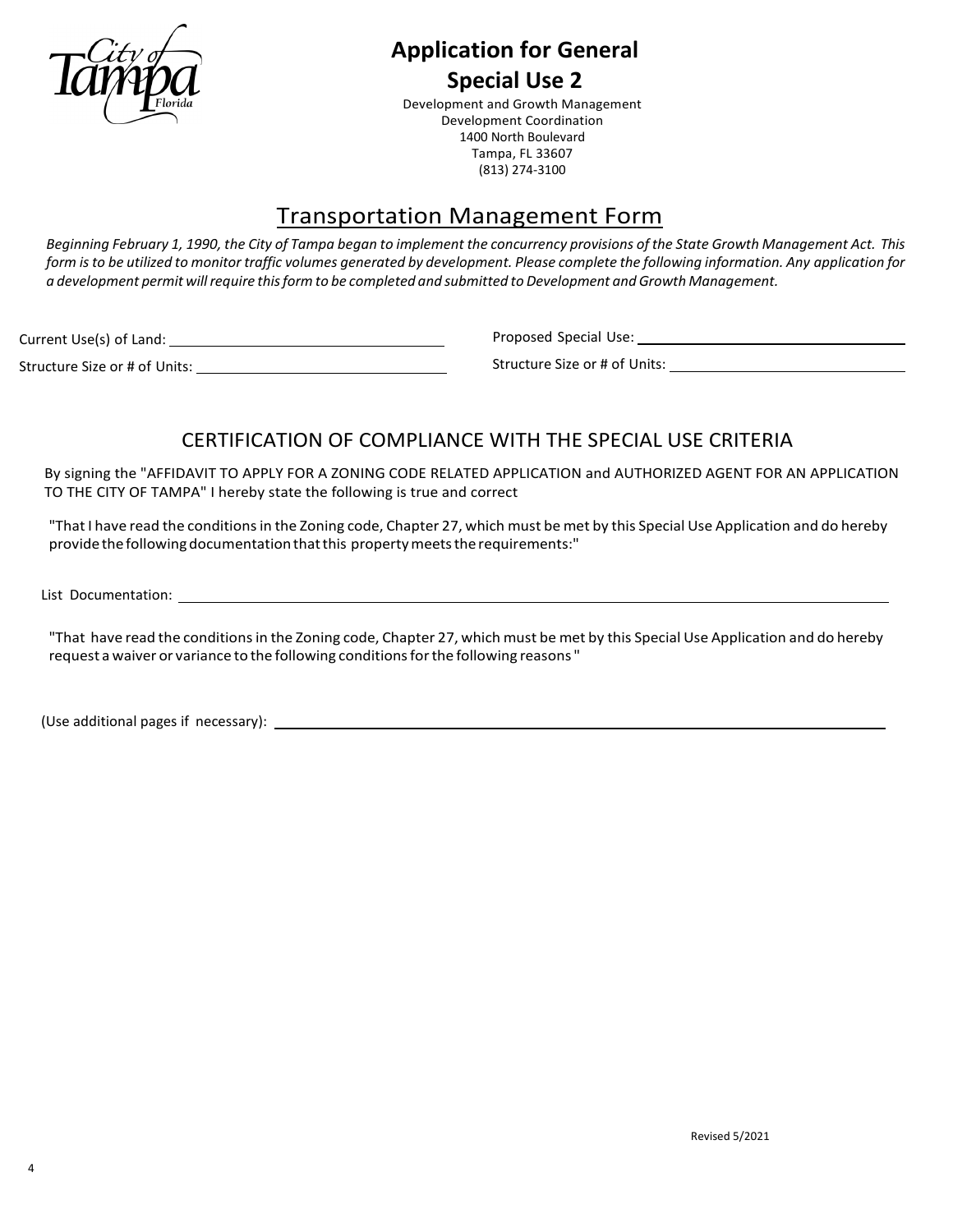# Application for General Special Use 2

Development and Growth Management
Development Coordination
1400 North Boulevard
Tampa, FL 33607
(813) 274-3100

## Transportation Management Form

*Beginning February 1, 1990, the City of Tampa began to implement the concurrency provisions of the State Growth Management Act. This form is to be utilized to monitor traffic volumes generated by development. Please complete the following information. Any application for a development permit will require this form to be completed and submitted to Development and Growth Management.*

Current Use(s) of Land: ______________________________

Structure Size or # of Units: ______________________________

Proposed Special Use: ______________________________

Structure Size or # of Units: ______________________________

## CERTIFICATION OF COMPLIANCE WITH THE SPECIAL USE CRITERIA

By signing the "AFFIDAVIT TO APPLY FOR A ZONING CODE RELATED APPLICATION and AUTHORIZED AGENT FOR AN APPLICATION TO THE CITY OF TAMPA" I hereby state the following is true and correct

"That I have read the conditions in the Zoning code, Chapter 27, which must be met by this Special Use Application and do hereby provide the following documentation that this property meets the requirements:"

List Documentation: ______________________________________________________________

"That have read the conditions in the Zoning code, Chapter 27, which must be met by this Special Use Application and do hereby request a waiver or variance to the following conditions for the following reasons "

(Use additional pages if necessary): ______________________________________________________________

Revised 5/2021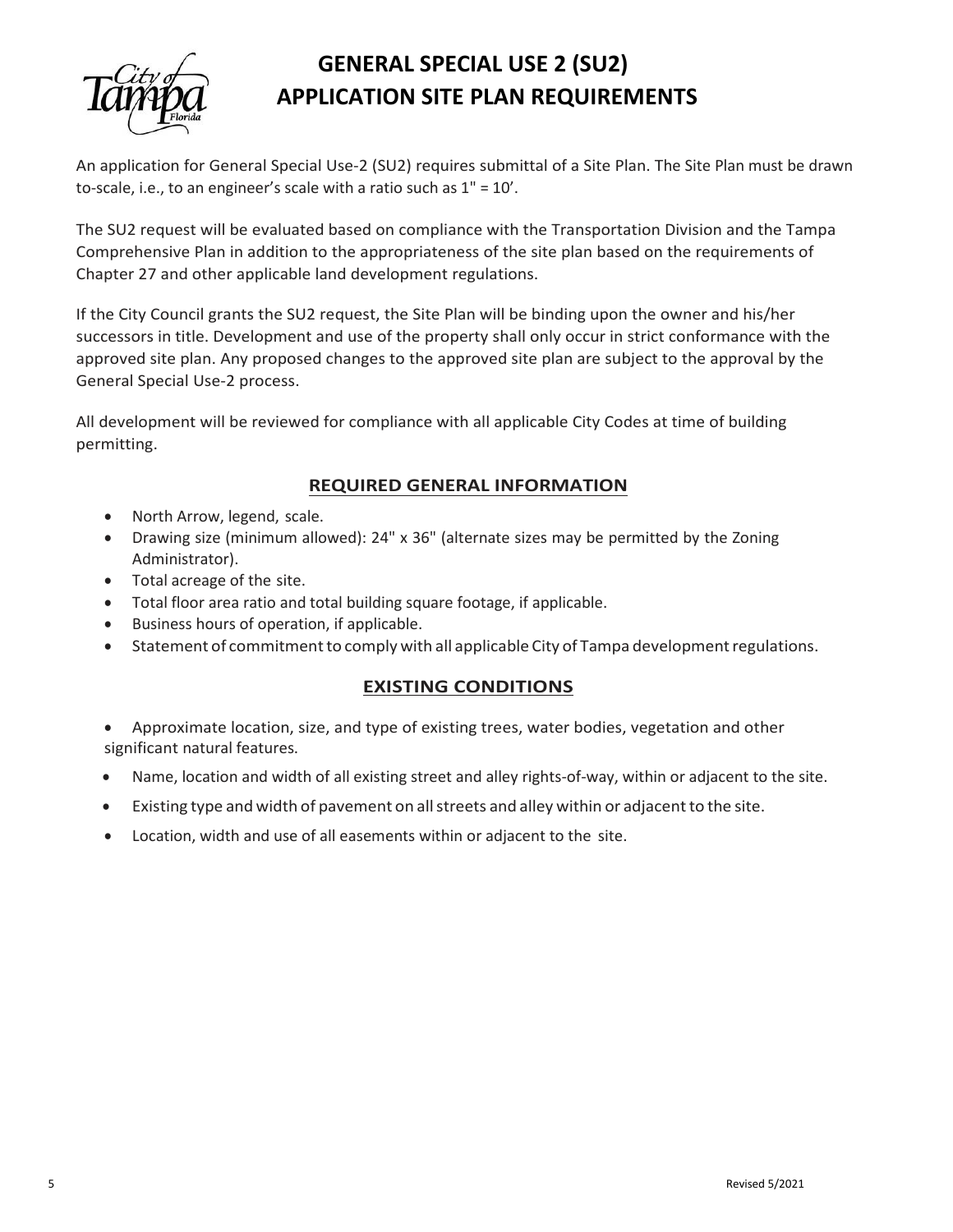# GENERAL SPECIAL USE 2 (SU2) APPLICATION SITE PLAN REQUIREMENTS

An application for General Special Use-2 (SU2) requires submittal of a Site Plan. The Site Plan must be drawn to-scale, i.e., to an engineer's scale with a ratio such as 1" = 10'.

The SU2 request will be evaluated based on compliance with the Transportation Division and the Tampa Comprehensive Plan in addition to the appropriateness of the site plan based on the requirements of Chapter 27 and other applicable land development regulations.

If the City Council grants the SU2 request, the Site Plan will be binding upon the owner and his/her successors in title. Development and use of the property shall only occur in strict conformance with the approved site plan. Any proposed changes to the approved site plan are subject to the approval by the General Special Use-2 process.

All development will be reviewed for compliance with all applicable City Codes at time of building permitting.

## REQUIRED GENERAL INFORMATION

- North Arrow, legend, scale.
- Drawing size (minimum allowed): 24" x 36" (alternate sizes may be permitted by the Zoning Administrator).
- Total acreage of the site.
- Total floor area ratio and total building square footage, if applicable.
- Business hours of operation, if applicable.
- Statement of commitment to comply with all applicable City of Tampa development regulations.

## EXISTING CONDITIONS

- Approximate location, size, and type of existing trees, water bodies, vegetation and other significant natural features.
- Name, location and width of all existing street and alley rights-of-way, within or adjacent to the site.
- Existing type and width of pavement on all streets and alley within or adjacent to the site.
- Location, width and use of all easements within or adjacent to the site.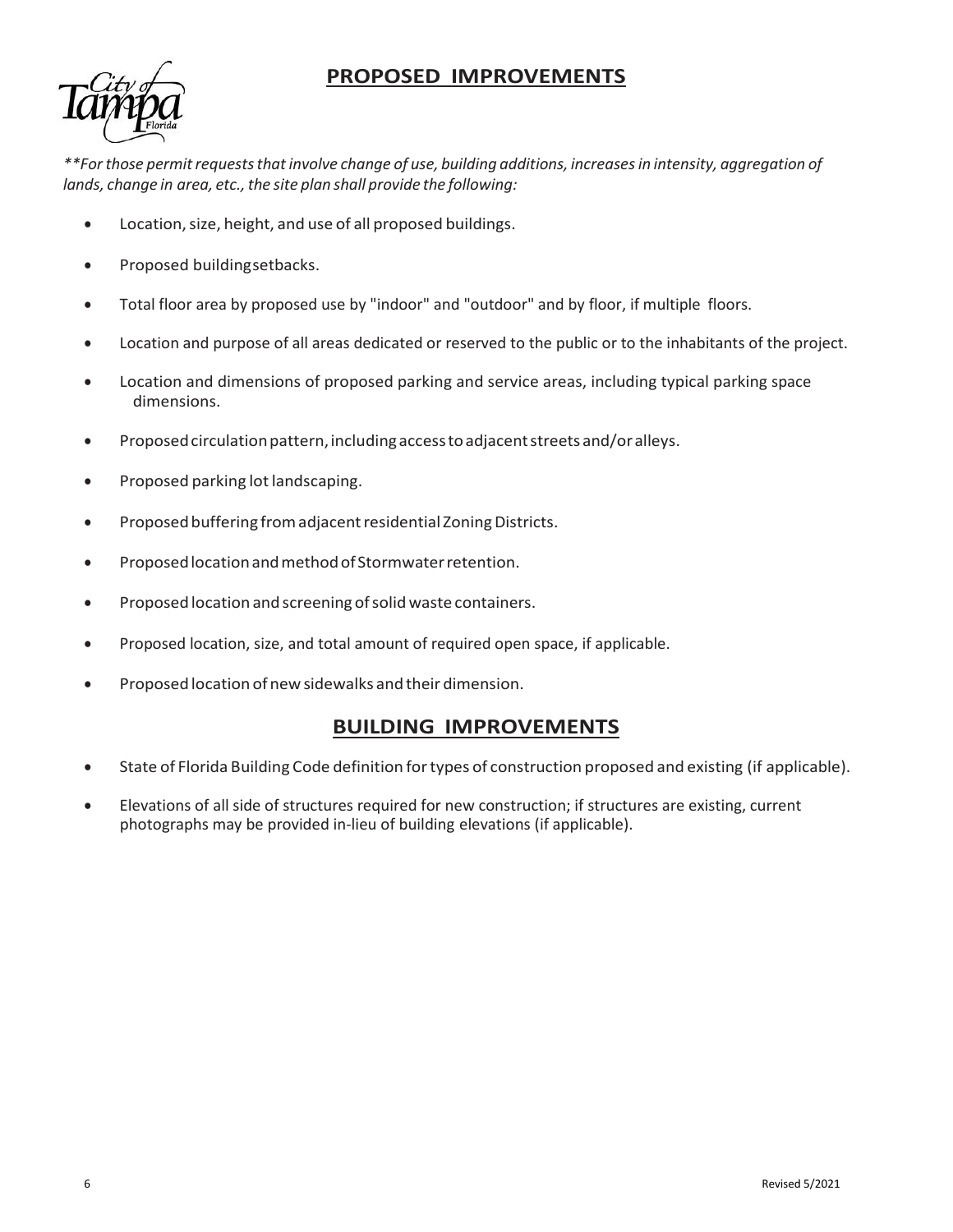## PROPOSED IMPROVEMENTS

*\*\*For those permit requests that involve change of use, building additions, increases in intensity, aggregation of lands, change in area, etc., the site plan shall provide the following:*

- Location, size, height, and use of all proposed buildings.
- Proposed building setbacks.
- Total floor area by proposed use by "indoor" and "outdoor" and by floor, if multiple floors.
- Location and purpose of all areas dedicated or reserved to the public or to the inhabitants of the project.
- Location and dimensions of proposed parking and service areas, including typical parking space dimensions.
- Proposed circulation pattern, including access to adjacent streets and/or alleys.
- Proposed parking lot landscaping.
- Proposed buffering from adjacent residential Zoning Districts.
- Proposed location and method of Stormwater retention.
- Proposed location and screening of solid waste containers.
- Proposed location, size, and total amount of required open space, if applicable.
- Proposed location of new sidewalks and their dimension.

## BUILDING IMPROVEMENTS

- State of Florida Building Code definition for types of construction proposed and existing (if applicable).
- Elevations of all side of structures required for new construction; if structures are existing, current photographs may be provided in-lieu of building elevations (if applicable).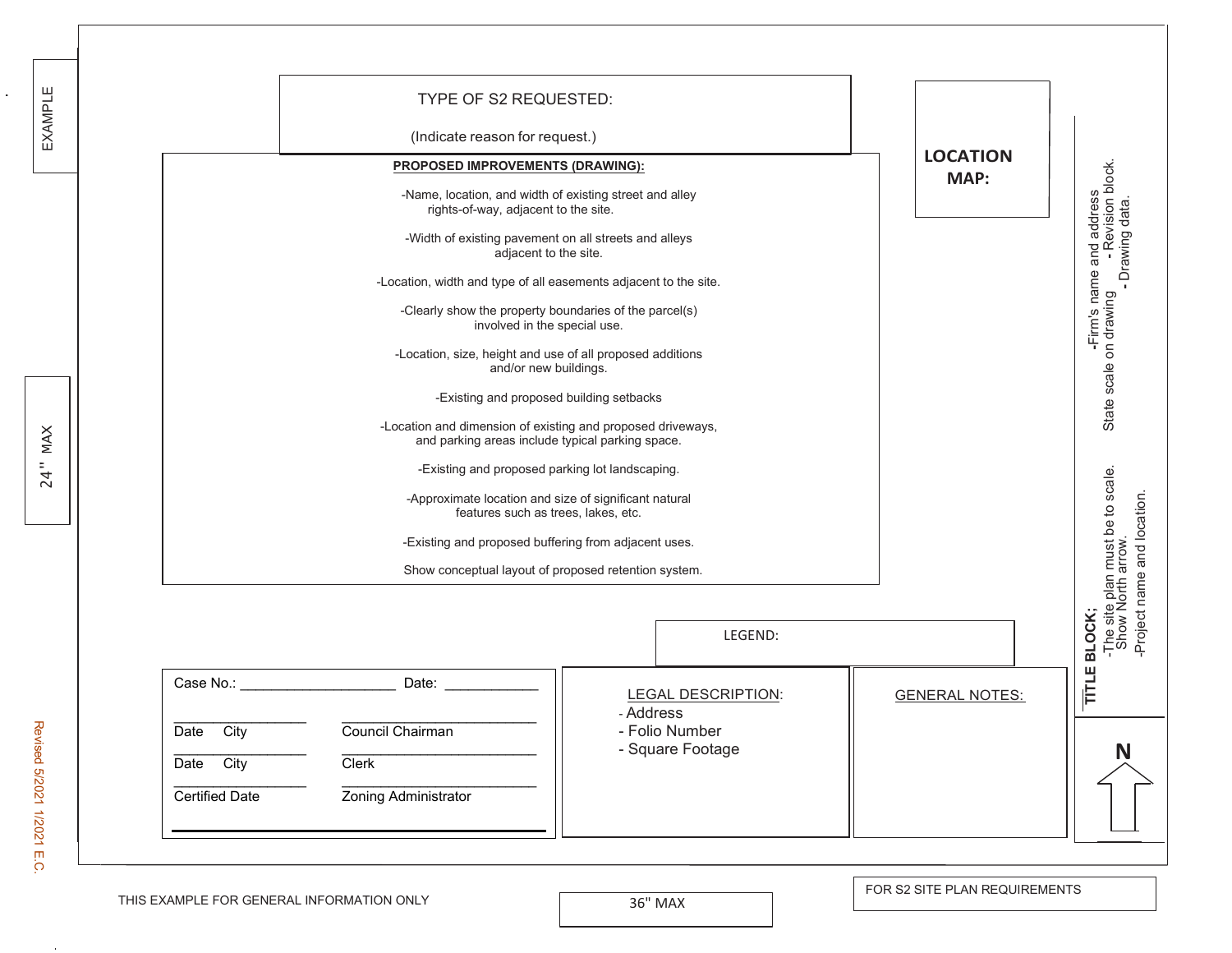EXAMPLE

TYPE OF S2 REQUESTED:

(Indicate reason for request.)

**PROPOSED IMPROVEMENTS (DRAWING):**

-Name, location, and width of existing street and alley rights-of-way, adjacent to the site.

-Width of existing pavement on all streets and alleys adjacent to the site.

-Location, width and type of all easements adjacent to the site.

-Clearly show the property boundaries of the parcel(s) involved in the special use.

-Location, size, height and use of all proposed additions and/or new buildings.

-Existing and proposed building setbacks

-Location and dimension of existing and proposed driveways, and parking areas include typical parking space.

-Existing and proposed parking lot landscaping.

-Approximate location and size of significant natural features such as trees, lakes, etc.

-Existing and proposed buffering from adjacent uses.

Show conceptual layout of proposed retention system.

**LOCATION MAP:**

24" MAX

LEGEND:

Case No.: ____________________ Date: ____________

________________ ________________________
Date City Council Chairman

________________ ________________________
Date City Clerk

________________ ________________________
Certified Date Zoning Administrator

LEGAL DESCRIPTION:
- Address
- Folio Number
- Square Footage

GENERAL NOTES:

**TITLE BLOCK;**
-The site plan must be to scale.
Show North arrow.
-Project name and location.
-Firm's name and address
State scale on drawing - Revision block.
- Drawing data.

N

Revised 5/2021 1/2021 E.C.

THIS EXAMPLE FOR GENERAL INFORMATION ONLY

36" MAX

FOR S2 SITE PLAN REQUIREMENTS